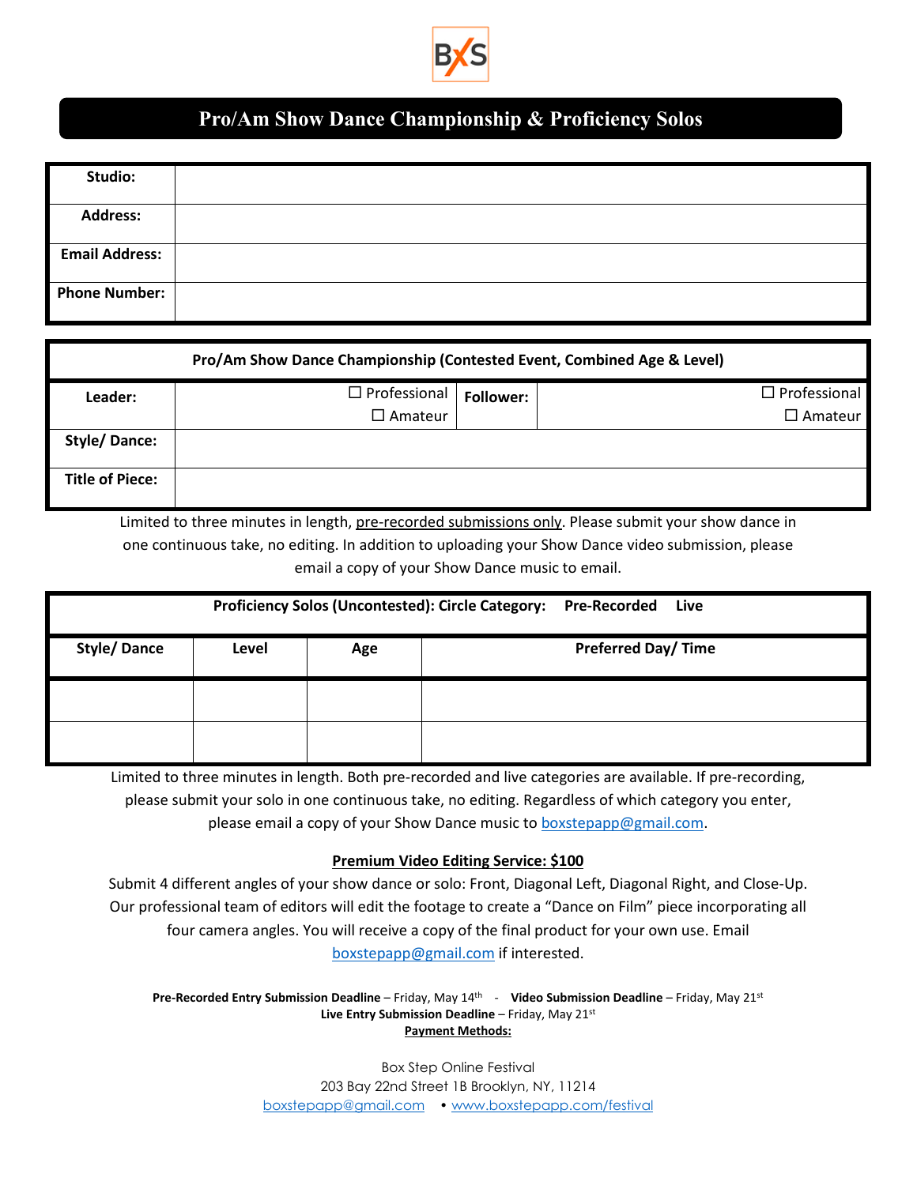BXS

# Pro/Am Show Dance Championship & Proficiency Solos

| Studio: | |
|---|---|
| Address: | |
| Email Address: | |
| Phone Number: | |

| Pro/Am Show Dance Championship (Contested Event, Combined Age & Level) | | | |
|---|---|---|---|
| Leader: | ☐ Professional ☐ Amateur | Follower: | ☐ Professional ☐ Amateur |
| Style/ Dance: | | | |
| Title of Piece: | | | |

Limited to three minutes in length, pre-recorded submissions only. Please submit your show dance in one continuous take, no editing. In addition to uploading your Show Dance video submission, please email a copy of your Show Dance music to email.

| Proficiency Solos (Uncontested): Circle Category: Pre-Recorded Live | | | |
|---|---|---|---|
| Style/ Dance | Level | Age | Preferred Day/ Time |
| | | | |
| | | | |

Limited to three minutes in length. Both pre-recorded and live categories are available. If pre-recording, please submit your solo in one continuous take, no editing. Regardless of which category you enter, please email a copy of your Show Dance music to boxstepapp@gmail.com.

**Premium Video Editing Service: $100**

Submit 4 different angles of your show dance or solo: Front, Diagonal Left, Diagonal Right, and Close-Up. Our professional team of editors will edit the footage to create a "Dance on Film" piece incorporating all four camera angles. You will receive a copy of the final product for your own use. Email boxstepapp@gmail.com if interested.

**Pre-Recorded Entry Submission Deadline** – Friday, May 14th - **Video Submission Deadline** – Friday, May 21st
**Live Entry Submission Deadline** – Friday, May 21st
**Payment Methods:**

Box Step Online Festival
203 Bay 22nd Street 1B Brooklyn, NY, 11214
boxstepapp@gmail.com • www.boxstepapp.com/festival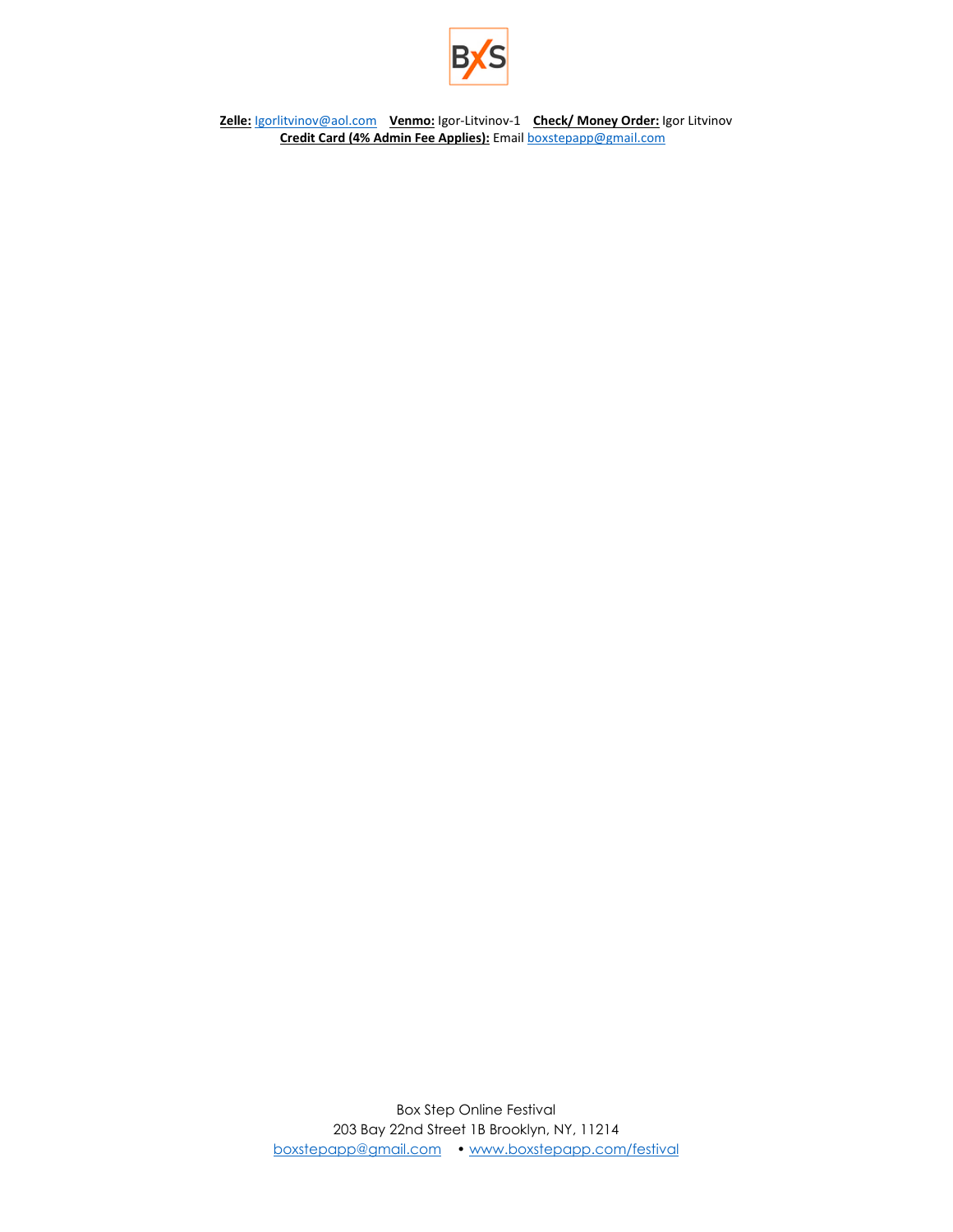BXS

**Zelle:** Igorlitvinov@aol.com **Venmo:** Igor-Litvinov-1 **Check/ Money Order:** Igor Litvinov
**Credit Card (4% Admin Fee Applies):** Email boxstepapp@gmail.com

Box Step Online Festival
203 Bay 22nd Street 1B Brooklyn, NY, 11214
boxstepapp@gmail.com • www.boxstepapp.com/festival